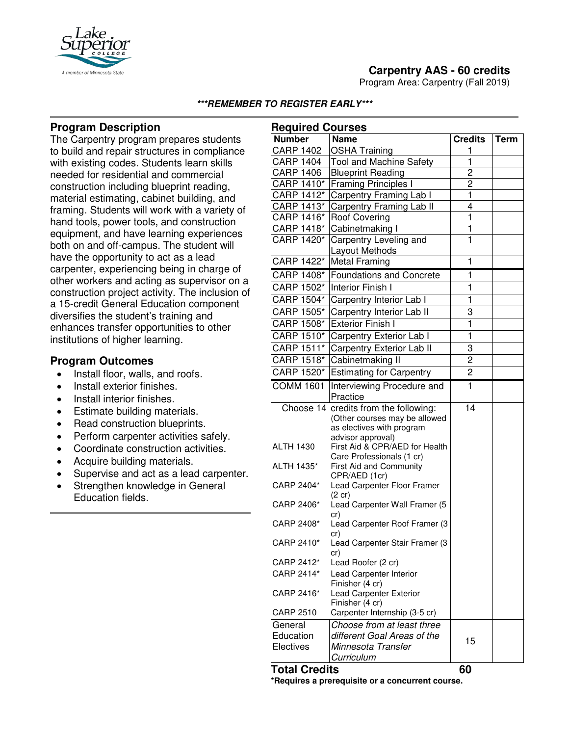## Carpentry AAS - 60 credits

Program Area: Carpentry (Fall 2019)

***REMEMBER TO REGISTER EARLY***

### Program Description

The Carpentry program prepares students to build and repair structures in compliance with existing codes. Students learn skills needed for residential and commercial construction including blueprint reading, material estimating, cabinet building, and framing. Students will work with a variety of hand tools, power tools, and construction equipment, and have learning experiences both on and off-campus. The student will have the opportunity to act as a lead carpenter, experiencing being in charge of other workers and acting as supervisor on a construction project activity. The inclusion of a 15-credit General Education component diversifies the student's training and enhances transfer opportunities to other institutions of higher learning.

### Program Outcomes

- Install floor, walls, and roofs.
- Install exterior finishes.
- Install interior finishes.
- Estimate building materials.
- Read construction blueprints.
- Perform carpenter activities safely.
- Coordinate construction activities.
- Acquire building materials.
- Supervise and act as a lead carpenter.
- Strengthen knowledge in General Education fields.

### Required Courses

| Number | Name | Credits | Term |
|---|---|---|---|
| CARP 1402 | OSHA Training | 1 | |
| CARP 1404 | Tool and Machine Safety | 1 | |
| CARP 1406 | Blueprint Reading | 2 | |
| CARP 1410* | Framing Principles I | 2 | |
| CARP 1412* | Carpentry Framing Lab I | 1 | |
| CARP 1413* | Carpentry Framing Lab II | 4 | |
| CARP 1416* | Roof Covering | 1 | |
| CARP 1418* | Cabinetmaking I | 1 | |
| CARP 1420* | Carpentry Leveling and Layout Methods | 1 | |
| CARP 1422* | Metal Framing | 1 | |
| CARP 1408* | Foundations and Concrete | 1 | |
| CARP 1502* | Interior Finish I | 1 | |
| CARP 1504* | Carpentry Interior Lab I | 1 | |
| CARP 1505* | Carpentry Interior Lab II | 3 | |
| CARP 1508* | Exterior Finish I | 1 | |
| CARP 1510* | Carpentry Exterior Lab I | 1 | |
| CARP 1511* | Carpentry Exterior Lab II | 3 | |
| CARP 1518* | Cabinetmaking II | 2 | |
| CARP 1520* | Estimating for Carpentry | 2 | |
| COMM 1601 | Interviewing Procedure and Practice | 1 | |
| Choose 14 | credits from the following: (Other courses may be allowed as electives with program advisor approval) | 14 | |
| ALTH 1430 | First Aid & CPR/AED for Health Care Professionals (1 cr) | | |
| ALTH 1435* | First Aid and Community CPR/AED (1cr) | | |
| CARP 2404* | Lead Carpenter Floor Framer (2 cr) | | |
| CARP 2406* | Lead Carpenter Wall Framer (5 cr) | | |
| CARP 2408* | Lead Carpenter Roof Framer (3 cr) | | |
| CARP 2410* | Lead Carpenter Stair Framer (3 cr) | | |
| CARP 2412* | Lead Roofer (2 cr) | | |
| CARP 2414* | Lead Carpenter Interior Finisher (4 cr) | | |
| CARP 2416* | Lead Carpenter Exterior Finisher (4 cr) | | |
| CARP 2510 | Carpenter Internship (3-5 cr) | | |
| General Education Electives | *Choose from at least three different Goal Areas of the Minnesota Transfer Curriculum* | 15 | |
| **Total Credits** | | **60** | |

**\*Requires a prerequisite or a concurrent course.**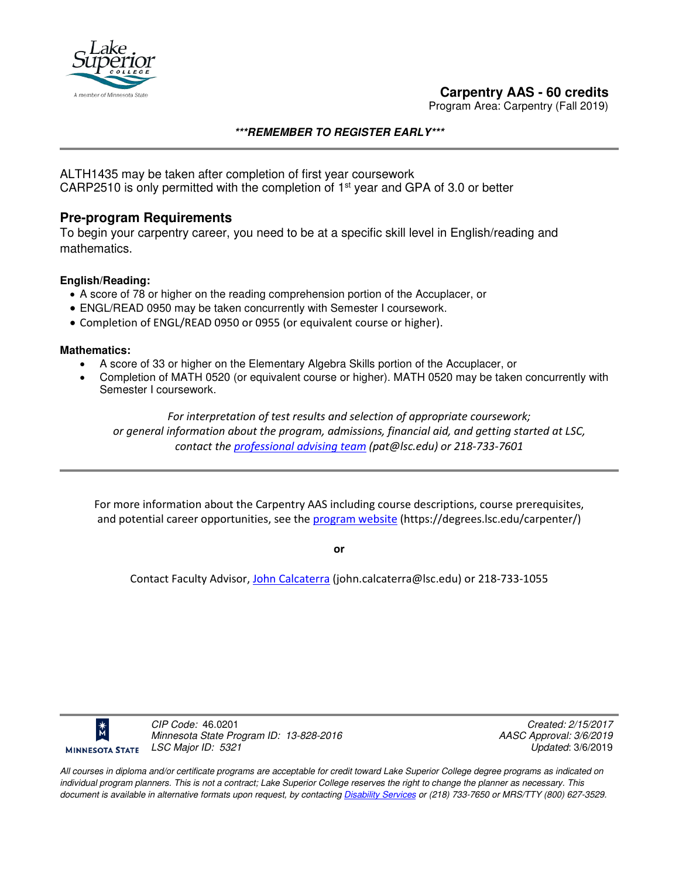**Carpentry AAS - 60 credits**
Program Area: Carpentry (Fall 2019)

***REMEMBER TO REGISTER EARLY***

ALTH1435 may be taken after completion of first year coursework
CARP2510 is only permitted with the completion of 1st year and GPA of 3.0 or better

## Pre-program Requirements

To begin your carpentry career, you need to be at a specific skill level in English/reading and mathematics.

**English/Reading:**

- A score of 78 or higher on the reading comprehension portion of the Accuplacer, or
- ENGL/READ 0950 may be taken concurrently with Semester I coursework.
- Completion of ENGL/READ 0950 or 0955 (or equivalent course or higher).

**Mathematics:**

- A score of 33 or higher on the Elementary Algebra Skills portion of the Accuplacer, or
- Completion of MATH 0520 (or equivalent course or higher). MATH 0520 may be taken concurrently with Semester I coursework.

*For interpretation of test results and selection of appropriate coursework; or general information about the program, admissions, financial aid, and getting started at LSC, contact the professional advising team (pat@lsc.edu) or 218-733-7601*

For more information about the Carpentry AAS including course descriptions, course prerequisites, and potential career opportunities, see the program website (https://degrees.lsc.edu/carpenter/)

**or**

Contact Faculty Advisor, John Calcaterra (john.calcaterra@lsc.edu) or 218-733-1055

*CIP Code:* 46.0201
*Minnesota State Program ID: 13-828-2016*
*LSC Major ID: 5321*

*Created: 2/15/2017*
*AASC Approval: 3/6/2019*
*Updated*: 3/6/2019

*All courses in diploma and/or certificate programs are acceptable for credit toward Lake Superior College degree programs as indicated on individual program planners. This is not a contract; Lake Superior College reserves the right to change the planner as necessary. This document is available in alternative formats upon request, by contacting Disability Services or (218) 733-7650 or MRS/TTY (800) 627-3529.*